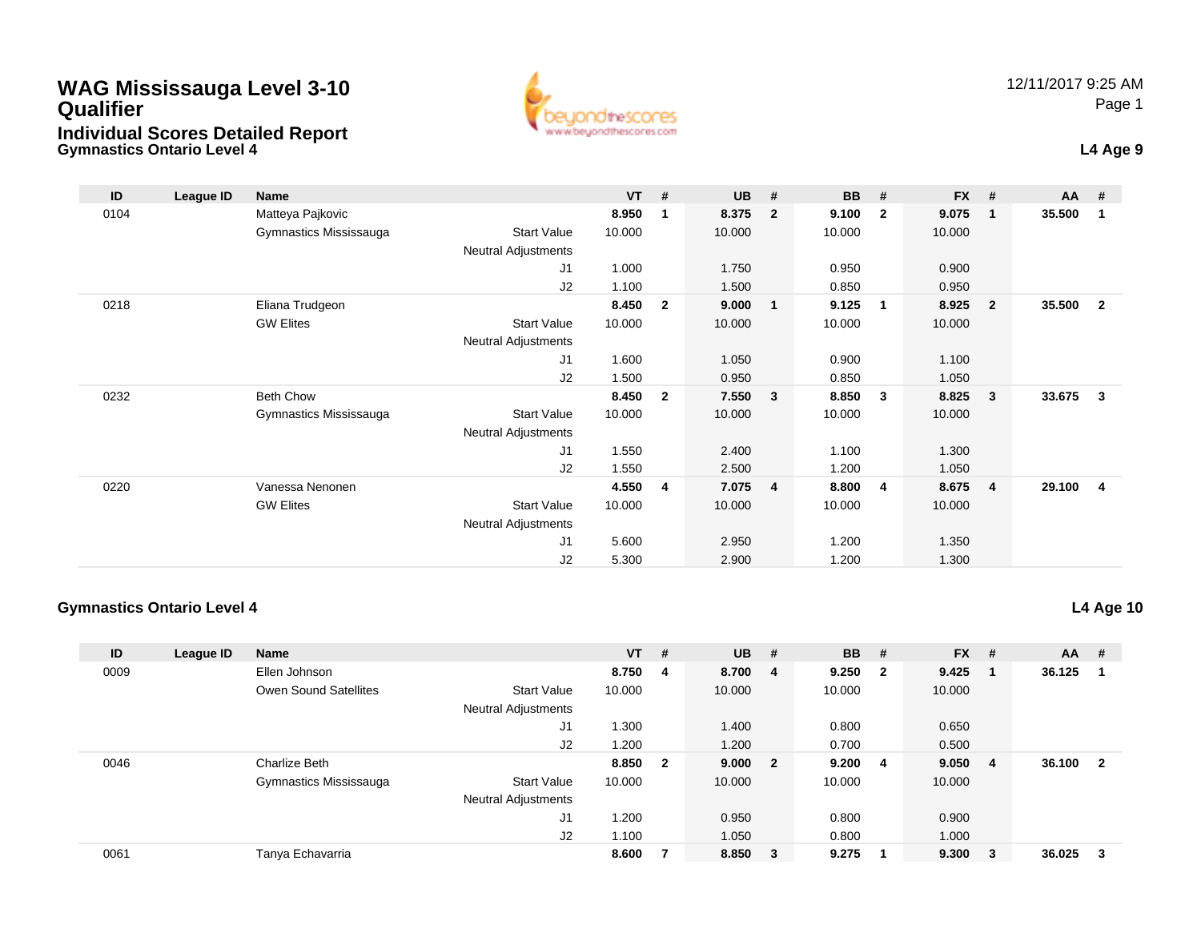# WAG Mississauga Level 3-10 Qualifier

## Individual Scores Detailed Report

### Gymnastics Ontario Level 4

**L4 Age 9**

| ID | League ID | Name | | VT | # | UB | # | BB | # | FX | # | AA | # |
|---|---|---|---|---|---|---|---|---|---|---|---|---|---|
| 0104 | | Matteya Pajkovic | | **8.950** | **1** | **8.375** | **2** | **9.100** | **2** | **9.075** | **1** | **35.500** | **1** |
| | | Gymnastics Mississauga | Start Value | 10.000 | | 10.000 | | 10.000 | | 10.000 | | | |
| | | | Neutral Adjustments | | | | | | | | | | |
| | | | J1 | 1.000 | | 1.750 | | 0.950 | | 0.900 | | | |
| | | | J2 | 1.100 | | 1.500 | | 0.850 | | 0.950 | | | |
| 0218 | | Eliana Trudgeon | | **8.450** | **2** | **9.000** | **1** | **9.125** | **1** | **8.925** | **2** | **35.500** | **2** |
| | | GW Elites | Start Value | 10.000 | | 10.000 | | 10.000 | | 10.000 | | | |
| | | | Neutral Adjustments | | | | | | | | | | |
| | | | J1 | 1.600 | | 1.050 | | 0.900 | | 1.100 | | | |
| | | | J2 | 1.500 | | 0.950 | | 0.850 | | 1.050 | | | |
| 0232 | | Beth Chow | | **8.450** | **2** | **7.550** | **3** | **8.850** | **3** | **8.825** | **3** | **33.675** | **3** |
| | | Gymnastics Mississauga | Start Value | 10.000 | | 10.000 | | 10.000 | | 10.000 | | | |
| | | | Neutral Adjustments | | | | | | | | | | |
| | | | J1 | 1.550 | | 2.400 | | 1.100 | | 1.300 | | | |
| | | | J2 | 1.550 | | 2.500 | | 1.200 | | 1.050 | | | |
| 0220 | | Vanessa Nenonen | | **4.550** | **4** | **7.075** | **4** | **8.800** | **4** | **8.675** | **4** | **29.100** | **4** |
| | | GW Elites | Start Value | 10.000 | | 10.000 | | 10.000 | | 10.000 | | | |
| | | | Neutral Adjustments | | | | | | | | | | |
| | | | J1 | 5.600 | | 2.950 | | 1.200 | | 1.350 | | | |
| | | | J2 | 5.300 | | 2.900 | | 1.200 | | 1.300 | | | |

### Gymnastics Ontario Level 4

**L4 Age 10**

| ID | League ID | Name | | VT | # | UB | # | BB | # | FX | # | AA | # |
|---|---|---|---|---|---|---|---|---|---|---|---|---|---|
| 0009 | | Ellen Johnson | | **8.750** | **4** | **8.700** | **4** | **9.250** | **2** | **9.425** | **1** | **36.125** | **1** |
| | | Owen Sound Satellites | Start Value | 10.000 | | 10.000 | | 10.000 | | 10.000 | | | |
| | | | Neutral Adjustments | | | | | | | | | | |
| | | | J1 | 1.300 | | 1.400 | | 0.800 | | 0.650 | | | |
| | | | J2 | 1.200 | | 1.200 | | 0.700 | | 0.500 | | | |
| 0046 | | Charlize Beth | | **8.850** | **2** | **9.000** | **2** | **9.200** | **4** | **9.050** | **4** | **36.100** | **2** |
| | | Gymnastics Mississauga | Start Value | 10.000 | | 10.000 | | 10.000 | | 10.000 | | | |
| | | | Neutral Adjustments | | | | | | | | | | |
| | | | J1 | 1.200 | | 0.950 | | 0.800 | | 0.900 | | | |
| | | | J2 | 1.100 | | 1.050 | | 0.800 | | 1.000 | | | |
| 0061 | | Tanya Echavarria | | **8.600** | **7** | **8.850** | **3** | **9.275** | **1** | **9.300** | **3** | **36.025** | **3** |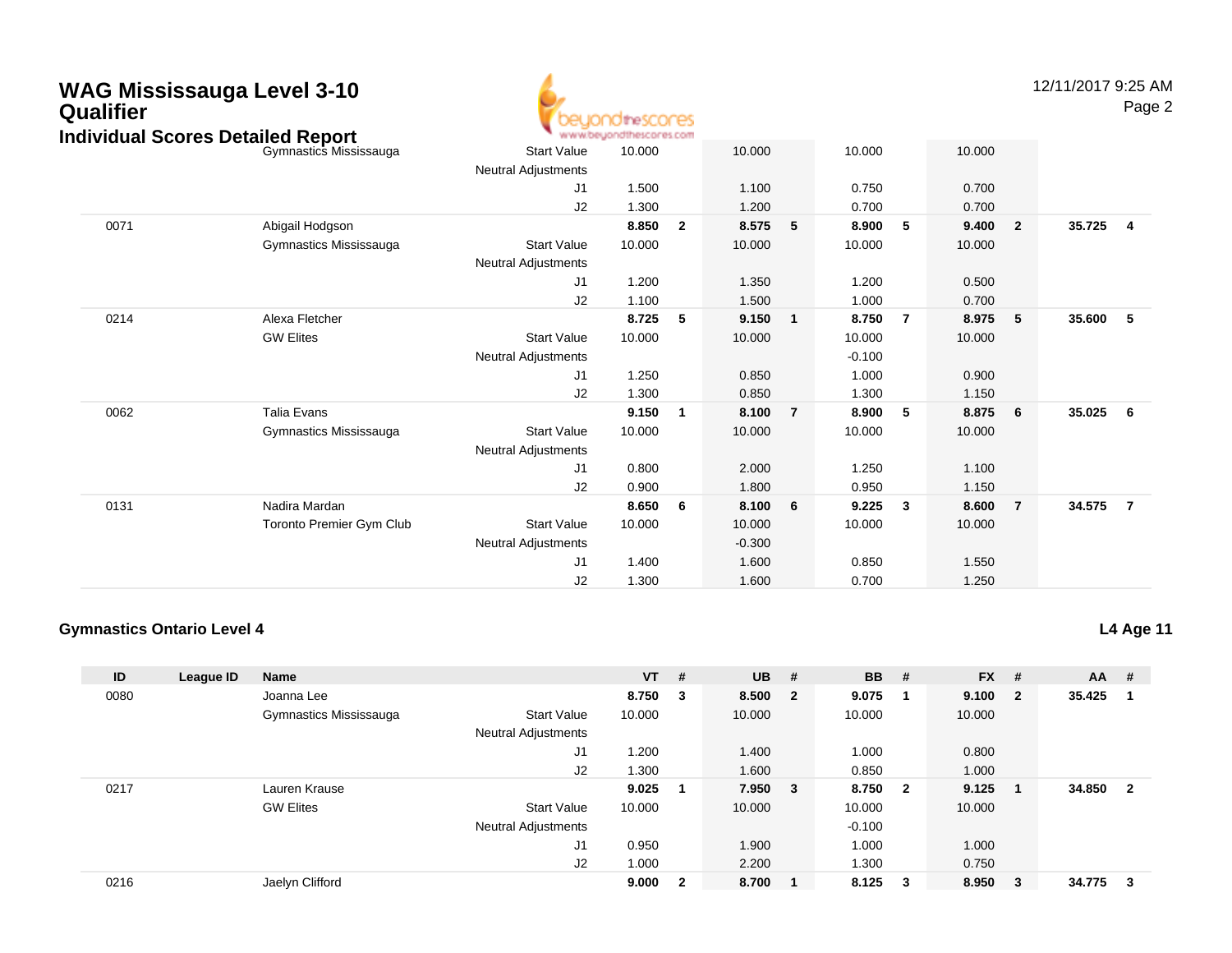# WAG Mississauga Level 3-10 Qualifier

## Individual Scores Detailed Report

| ID | League ID | Name | | VT | # | UB | # | BB | # | FX | # | AA | # |
|---|---|---|---|---|---|---|---|---|---|---|---|---|---|
| | | Gymnastics Mississauga | Start Value | 10.000 | | 10.000 | | 10.000 | | 10.000 | | | |
| | | | Neutral Adjustments | | | | | | | | | | |
| | | | J1 | 1.500 | | 1.100 | | 0.750 | | 0.700 | | | |
| | | | J2 | 1.300 | | 1.200 | | 0.700 | | 0.700 | | | |
| 0071 | | Abigail Hodgson | | **8.850** | **2** | **8.575** | **5** | **8.900** | **5** | **9.400** | **2** | **35.725** | **4** |
| | | Gymnastics Mississauga | Start Value | 10.000 | | 10.000 | | 10.000 | | 10.000 | | | |
| | | | Neutral Adjustments | | | | | | | | | | |
| | | | J1 | 1.200 | | 1.350 | | 1.200 | | 0.500 | | | |
| | | | J2 | 1.100 | | 1.500 | | 1.000 | | 0.700 | | | |
| 0214 | | Alexa Fletcher | | **8.725** | **5** | **9.150** | **1** | **8.750** | **7** | **8.975** | **5** | **35.600** | **5** |
| | | GW Elites | Start Value | 10.000 | | 10.000 | | 10.000 | | 10.000 | | | |
| | | | Neutral Adjustments | | | | | -0.100 | | | | | |
| | | | J1 | 1.250 | | 0.850 | | 1.000 | | 0.900 | | | |
| | | | J2 | 1.300 | | 0.850 | | 1.300 | | 1.150 | | | |
| 0062 | | Talia Evans | | **9.150** | **1** | **8.100** | **7** | **8.900** | **5** | **8.875** | **6** | **35.025** | **6** |
| | | Gymnastics Mississauga | Start Value | 10.000 | | 10.000 | | 10.000 | | 10.000 | | | |
| | | | Neutral Adjustments | | | | | | | | | | |
| | | | J1 | 0.800 | | 2.000 | | 1.250 | | 1.100 | | | |
| | | | J2 | 0.900 | | 1.800 | | 0.950 | | 1.150 | | | |
| 0131 | | Nadira Mardan | | **8.650** | **6** | **8.100** | **6** | **9.225** | **3** | **8.600** | **7** | **34.575** | **7** |
| | | Toronto Premier Gym Club | Start Value | 10.000 | | 10.000 | | 10.000 | | 10.000 | | | |
| | | | Neutral Adjustments | | | -0.300 | | | | | | | |
| | | | J1 | 1.400 | | 1.600 | | 0.850 | | 1.550 | | | |
| | | | J2 | 1.300 | | 1.600 | | 0.700 | | 1.250 | | | |

### Gymnastics Ontario Level 4

**L4 Age 11**

| ID | League ID | Name | | VT | # | UB | # | BB | # | FX | # | AA | # |
|---|---|---|---|---|---|---|---|---|---|---|---|---|---|
| 0080 | | Joanna Lee | | **8.750** | **3** | **8.500** | **2** | **9.075** | **1** | **9.100** | **2** | **35.425** | **1** |
| | | Gymnastics Mississauga | Start Value | 10.000 | | 10.000 | | 10.000 | | 10.000 | | | |
| | | | Neutral Adjustments | | | | | | | | | | |
| | | | J1 | 1.200 | | 1.400 | | 1.000 | | 0.800 | | | |
| | | | J2 | 1.300 | | 1.600 | | 0.850 | | 1.000 | | | |
| 0217 | | Lauren Krause | | **9.025** | **1** | **7.950** | **3** | **8.750** | **2** | **9.125** | **1** | **34.850** | **2** |
| | | GW Elites | Start Value | 10.000 | | 10.000 | | 10.000 | | 10.000 | | | |
| | | | Neutral Adjustments | | | | | -0.100 | | | | | |
| | | | J1 | 0.950 | | 1.900 | | 1.000 | | 1.000 | | | |
| | | | J2 | 1.000 | | 2.200 | | 1.300 | | 0.750 | | | |
| 0216 | | Jaelyn Clifford | | **9.000** | **2** | **8.700** | **1** | **8.125** | **3** | **8.950** | **3** | **34.775** | **3** |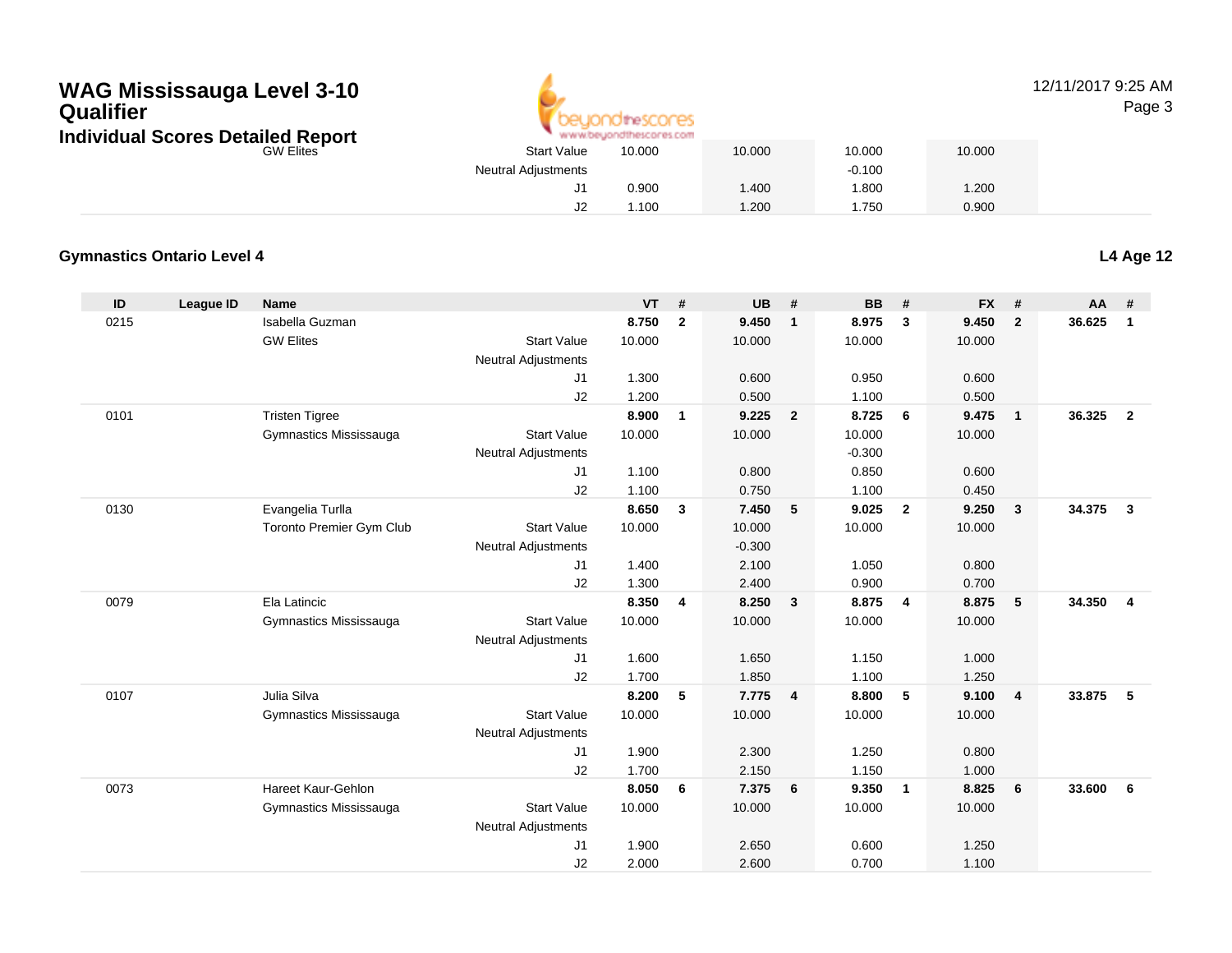# WAG Mississauga Level 3-10 Qualifier

## Individual Scores Detailed Report

| | | | | VT | # | UB | # | BB | # | FX | # | AA | # |
|---|---|---|---|---|---|---|---|---|---|---|---|---|---|
| | | GW Elites | Start Value | 10.000 | | 10.000 | | 10.000 | | 10.000 | | | |
| | | | Neutral Adjustments | | | | | -0.100 | | | | | |
| | | | J1 | 0.900 | | 1.400 | | 1.800 | | 1.200 | | | |
| | | | J2 | 1.100 | | 1.200 | | 1.750 | | 0.900 | | | |

### Gymnastics Ontario Level 4

**L4 Age 12**

| ID | League ID | Name | | VT | # | UB | # | BB | # | FX | # | AA | # |
|---|---|---|---|---|---|---|---|---|---|---|---|---|---|
| 0215 | | Isabella Guzman | | **8.750** | **2** | **9.450** | **1** | **8.975** | **3** | **9.450** | **2** | **36.625** | **1** |
| | | GW Elites | Start Value | 10.000 | | 10.000 | | 10.000 | | 10.000 | | | |
| | | | Neutral Adjustments | | | | | | | | | | |
| | | | J1 | 1.300 | | 0.600 | | 0.950 | | 0.600 | | | |
| | | | J2 | 1.200 | | 0.500 | | 1.100 | | 0.500 | | | |
| 0101 | | Tristen Tigree | | **8.900** | **1** | **9.225** | **2** | **8.725** | **6** | **9.475** | **1** | **36.325** | **2** |
| | | Gymnastics Mississauga | Start Value | 10.000 | | 10.000 | | 10.000 | | 10.000 | | | |
| | | | Neutral Adjustments | | | | | -0.300 | | | | | |
| | | | J1 | 1.100 | | 0.800 | | 0.850 | | 0.600 | | | |
| | | | J2 | 1.100 | | 0.750 | | 1.100 | | 0.450 | | | |
| 0130 | | Evangelia Turlla | | **8.650** | **3** | **7.450** | **5** | **9.025** | **2** | **9.250** | **3** | **34.375** | **3** |
| | | Toronto Premier Gym Club | Start Value | 10.000 | | 10.000 | | 10.000 | | 10.000 | | | |
| | | | Neutral Adjustments | | | -0.300 | | | | | | | |
| | | | J1 | 1.400 | | 2.100 | | 1.050 | | 0.800 | | | |
| | | | J2 | 1.300 | | 2.400 | | 0.900 | | 0.700 | | | |
| 0079 | | Ela Latincic | | **8.350** | **4** | **8.250** | **3** | **8.875** | **4** | **8.875** | **5** | **34.350** | **4** |
| | | Gymnastics Mississauga | Start Value | 10.000 | | 10.000 | | 10.000 | | 10.000 | | | |
| | | | Neutral Adjustments | | | | | | | | | | |
| | | | J1 | 1.600 | | 1.650 | | 1.150 | | 1.000 | | | |
| | | | J2 | 1.700 | | 1.850 | | 1.100 | | 1.250 | | | |
| 0107 | | Julia Silva | | **8.200** | **5** | **7.775** | **4** | **8.800** | **5** | **9.100** | **4** | **33.875** | **5** |
| | | Gymnastics Mississauga | Start Value | 10.000 | | 10.000 | | 10.000 | | 10.000 | | | |
| | | | Neutral Adjustments | | | | | | | | | | |
| | | | J1 | 1.900 | | 2.300 | | 1.250 | | 0.800 | | | |
| | | | J2 | 1.700 | | 2.150 | | 1.150 | | 1.000 | | | |
| 0073 | | Hareet Kaur-Gehlon | | **8.050** | **6** | **7.375** | **6** | **9.350** | **1** | **8.825** | **6** | **33.600** | **6** |
| | | Gymnastics Mississauga | Start Value | 10.000 | | 10.000 | | 10.000 | | 10.000 | | | |
| | | | Neutral Adjustments | | | | | | | | | | |
| | | | J1 | 1.900 | | 2.650 | | 0.600 | | 1.250 | | | |
| | | | J2 | 2.000 | | 2.600 | | 0.700 | | 1.100 | | | |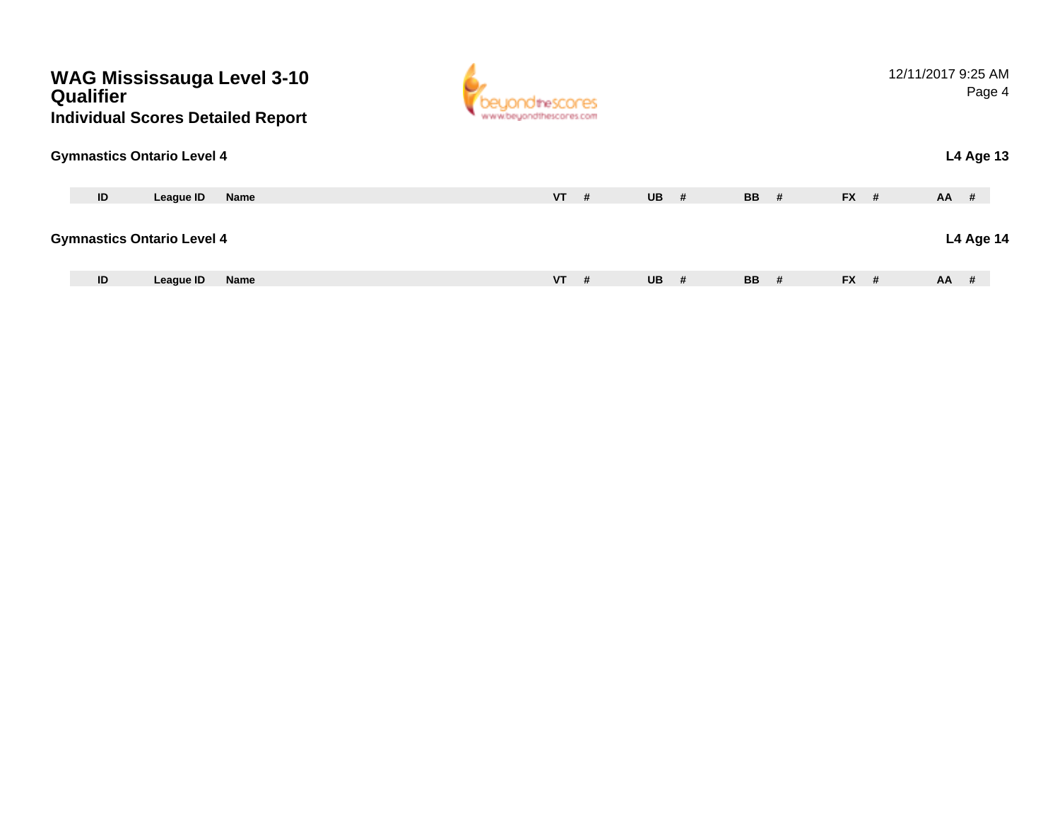# WAG Mississauga Level 3-10 Qualifier

## Individual Scores Detailed Report

### Gymnastics Ontario Level 4 — L4 Age 13

| ID | League ID | Name | VT | # | UB | # | BB | # | FX | # | AA | # |
|---|---|---|---|---|---|---|---|---|---|---|---|---|

### Gymnastics Ontario Level 4 — L4 Age 14

| ID | League ID | Name | VT | # | UB | # | BB | # | FX | # | AA | # |
|---|---|---|---|---|---|---|---|---|---|---|---|---|